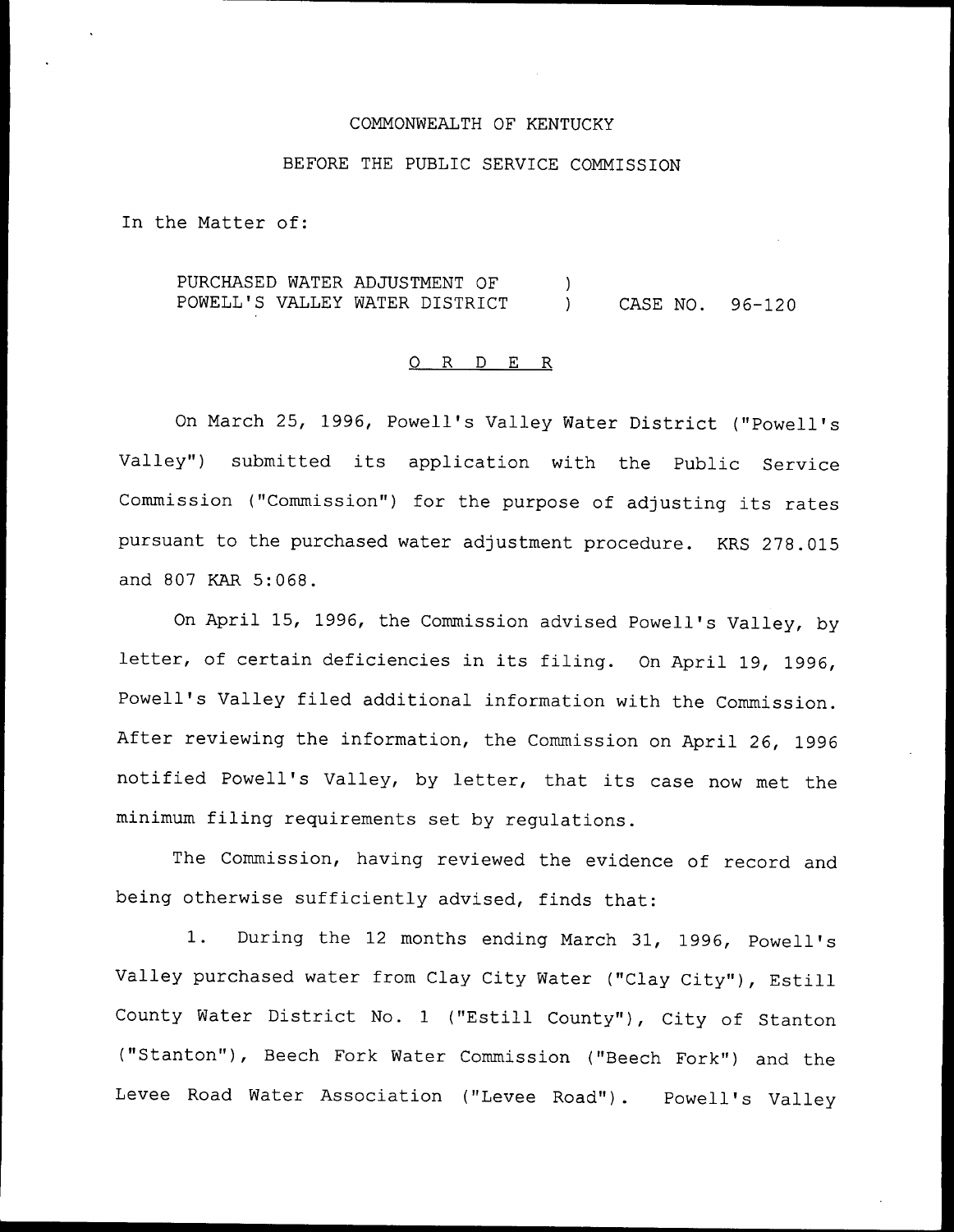COMMONWEALTH OF KENTUCKY

BEFORE THE PUBLIC SERVICE COMMISSION

In the Matter of:

PURCHASED WATER ADJUSTMENT OF POWELL'S VALLEY WATER DISTRICT ) CASE NO. 96-120

O R D E R

On March 25, 1996, Powell's Valley Water District ("Powell's Valley") submitted its application with the Public Service Commission ("Commission") for the purpose of adjusting its rates pursuant to the purchased water adjustment procedure. KRS 278.015 and 807 KAR 5:068.

On April 15, 1996, the Commission advised Powell's Valley, by letter, of certain deficiencies in its filing. On April 19, 1996, Powell's Valley filed additional information with the Commission. After reviewing the information, the Commission on April 26, 1996 notified Powell's Valley, by letter, that its case now met the minimum filing requirements set by regulations.

The Commission, having reviewed the evidence of record and being otherwise sufficiently advised, finds that:

1. During the 12 months ending March 31, 1996, Powell's Valley purchased water from Clay City Water ("Clay City"), Estill County Water District No. 1 ("Estill County"), City of Stanton ("Stanton"), Beech Fork Water Commission ("Beech Fork") and the Levee Road Water Association ("Levee Road"). Powell's Valley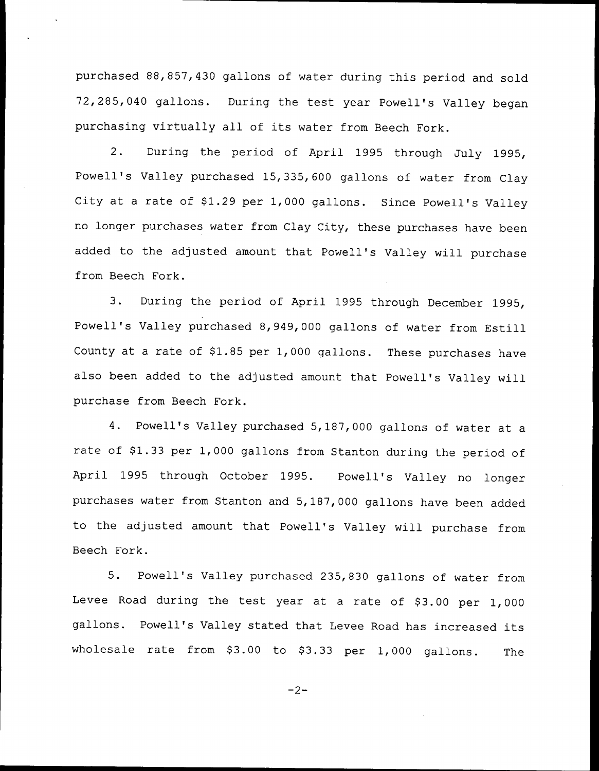purchased 88,857,430 gallons of water during this period and sold 72,285,040 gallons. During the test year Powell's Valley began purchasing virtually all of its water from Beech Fork.

2. During the period of April 1995 through July 1995, Powell's Valley purchased 15,335,600 gallons of water from Clay City at a rate of $1.29 per 1,000 gallons. Since Powell's Valley no longer purchases water from Clay City, these purchases have been added to the adjusted amount that Powell's Valley will purchase from Beech Fork.

3. During the period of April 1995 through December 1995, Powell's Valley purchased 8,949,000 gallons of water from Estill County at a rate of $1.85 per 1,000 gallons. These purchases have also been added to the adjusted amount that Powell's Valley will purchase from Beech Fork.

4. Powell's Valley purchased 5,187,000 gallons of water at a rate of $1.33 per 1,000 gallons from Stanton during the period of April 1995 through October 1995. Powell's Valley no longer purchases water from Stanton and 5,187,000 gallons have been added to the adjusted amount that Powell's Valley will purchase from Beech Fork.

5. Powell's Valley purchased 235,830 gallons of water from Levee Road during the test year at a rate of $3.00 per 1,000 gallons. Powell's Valley stated that Levee Road has increased its wholesale rate from $3.00 to $3.33 per 1,000 gallons. The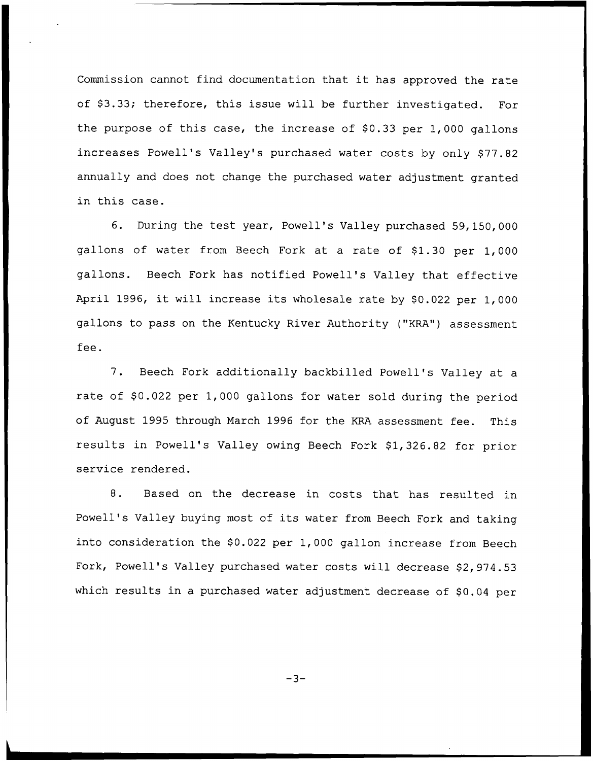Commission cannot find documentation that it has approved the rate of $3.33; therefore, this issue will be further investigated. For the purpose of this case, the increase of $0.33 per 1,000 gallons increases Powell's Valley's purchased water costs by only $77.82 annually and does not change the purchased water adjustment granted in this case.

6. During the test year, Powell's Valley purchased 59,150,000 gallons of water from Beech Fork at a rate of $1.30 per 1,000 gallons. Beech Fork has notified Powell's Valley that effective April 1996, it will increase its wholesale rate by $0.022 per 1,000 gallons to pass on the Kentucky River Authority ("KRA") assessment fee.

7. Beech Fork additionally backbilled Powell's Valley at a rate of $0.022 per 1,000 gallons for water sold during the period of August 1995 through March 1996 for the KRA assessment fee. This results in Powell's Valley owing Beech Fork $1,326.82 for prior service rendered.

8. Based on the decrease in costs that has resulted in Powell's Valley buying most of its water from Beech Fork and taking into consideration the $0.022 per 1,000 gallon increase from Beech Fork, Powell's Valley purchased water costs will decrease $2,974.53 which results in a purchased water adjustment decrease of $0.04 per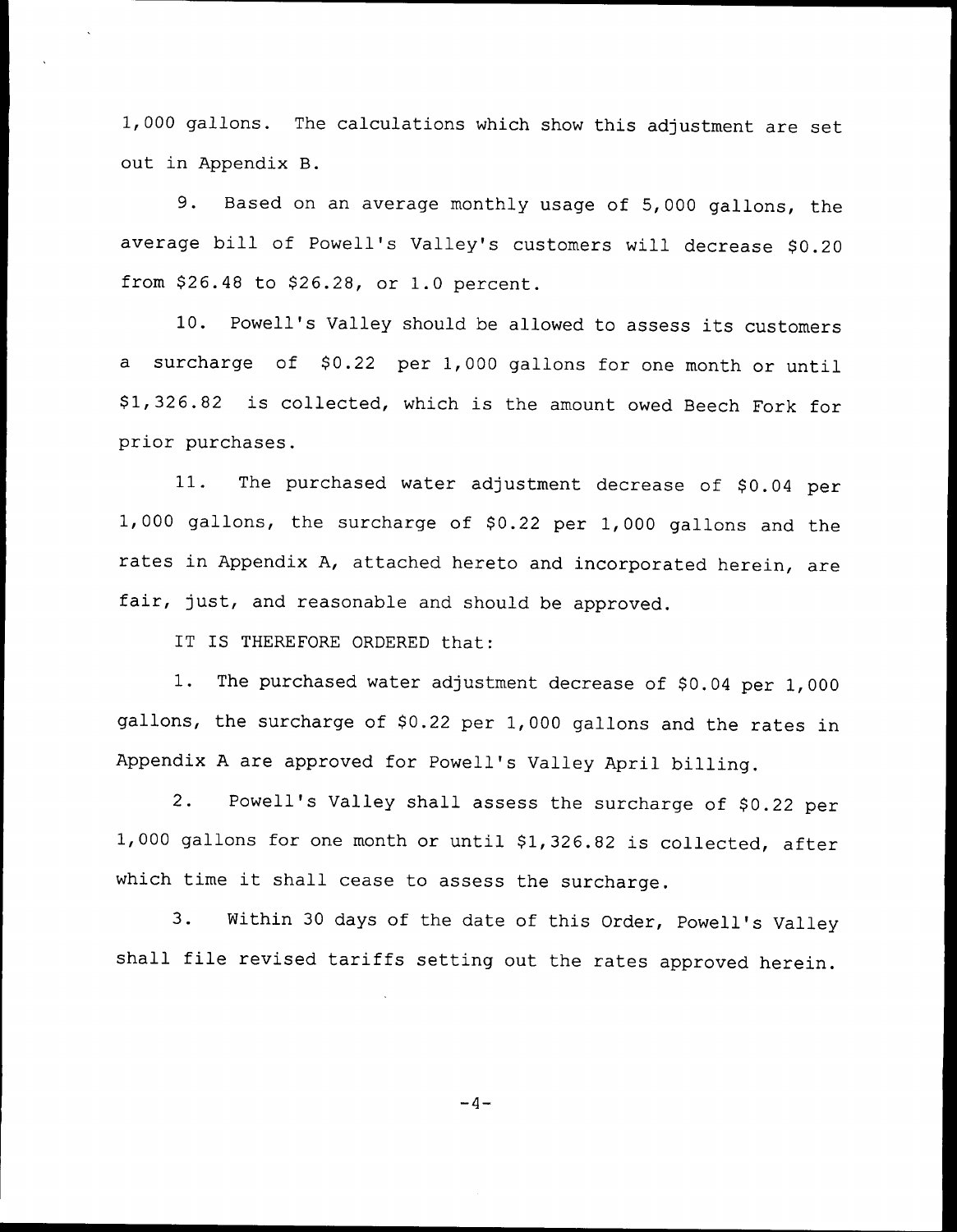1,000 gallons. The calculations which show this adjustment are set out in Appendix B.

9. Based on an average monthly usage of 5,000 gallons, the average bill of Powell's Valley's customers will decrease $0.20 from $26.48 to $26.28, or 1.0 percent.

10. Powell's Valley should be allowed to assess its customers a surcharge of $0.22 per 1,000 gallons for one month or until $1,326.82 is collected, which is the amount owed Beech Fork for prior purchases.

11. The purchased water adjustment decrease of $0.04 per 1,000 gallons, the surcharge of $0.22 per 1,000 gallons and the rates in Appendix A, attached hereto and incorporated herein, are fair, just, and reasonable and should be approved.

IT IS THEREFORE ORDERED that:

1. The purchased water adjustment decrease of $0.04 per 1,000 gallons, the surcharge of $0.22 per 1,000 gallons and the rates in Appendix A are approved for Powell's Valley April billing.

2. Powell's Valley shall assess the surcharge of $0.22 per 1,000 gallons for one month or until $1,326.82 is collected, after which time it shall cease to assess the surcharge.

3. Within 30 days of the date of this Order, Powell's Valley shall file revised tariffs setting out the rates approved herein.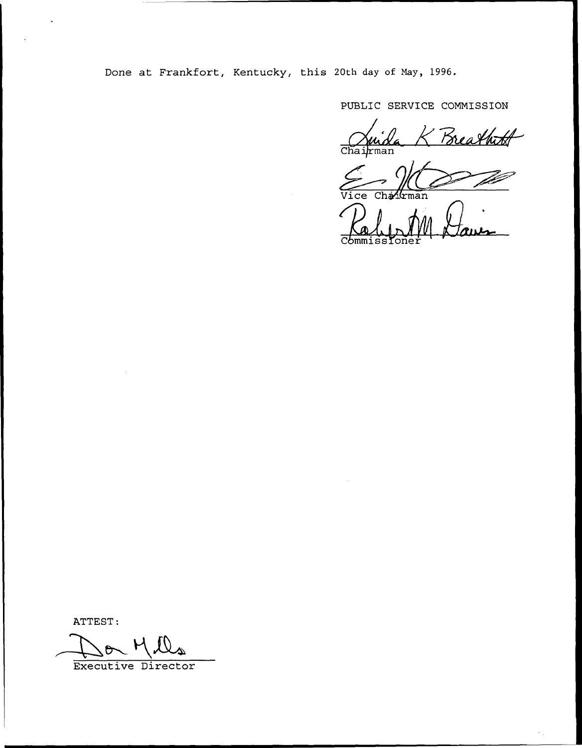Done at Frankfort, Kentucky, this 20th day of May, 1996.

PUBLIC SERVICE COMMISSION

Chairman

Vice Chairman

Commissioner

ATTEST:

Executive Director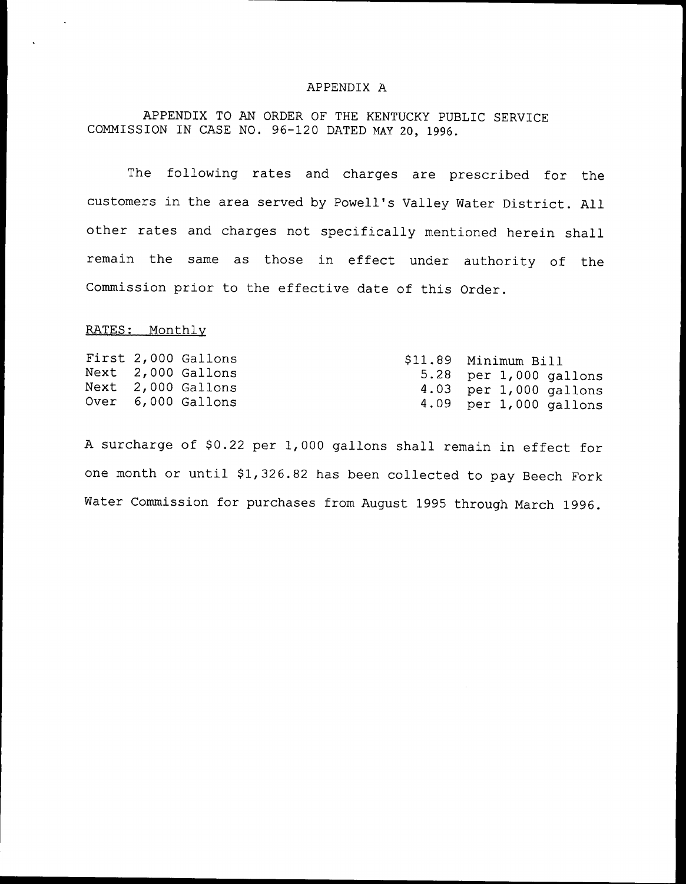# APPENDIX A

APPENDIX TO AN ORDER OF THE KENTUCKY PUBLIC SERVICE COMMISSION IN CASE NO. 96-120 DATED MAY 20, 1996.

The following rates and charges are prescribed for the customers in the area served by Powell's Valley Water District. All other rates and charges not specifically mentioned herein shall remain the same as those in effect under authority of the Commission prior to the effective date of this Order.

RATES: Monthly

| | |
|---|---|
| First 2,000 Gallons | $11.89 Minimum Bill |
| Next 2,000 Gallons | 5.28 per 1,000 gallons |
| Next 2,000 Gallons | 4.03 per 1,000 gallons |
| Over 6,000 Gallons | 4.09 per 1,000 gallons |

A surcharge of $0.22 per 1,000 gallons shall remain in effect for one month or until $1,326.82 has been collected to pay Beech Fork Water Commission for purchases from August 1995 through March 1996.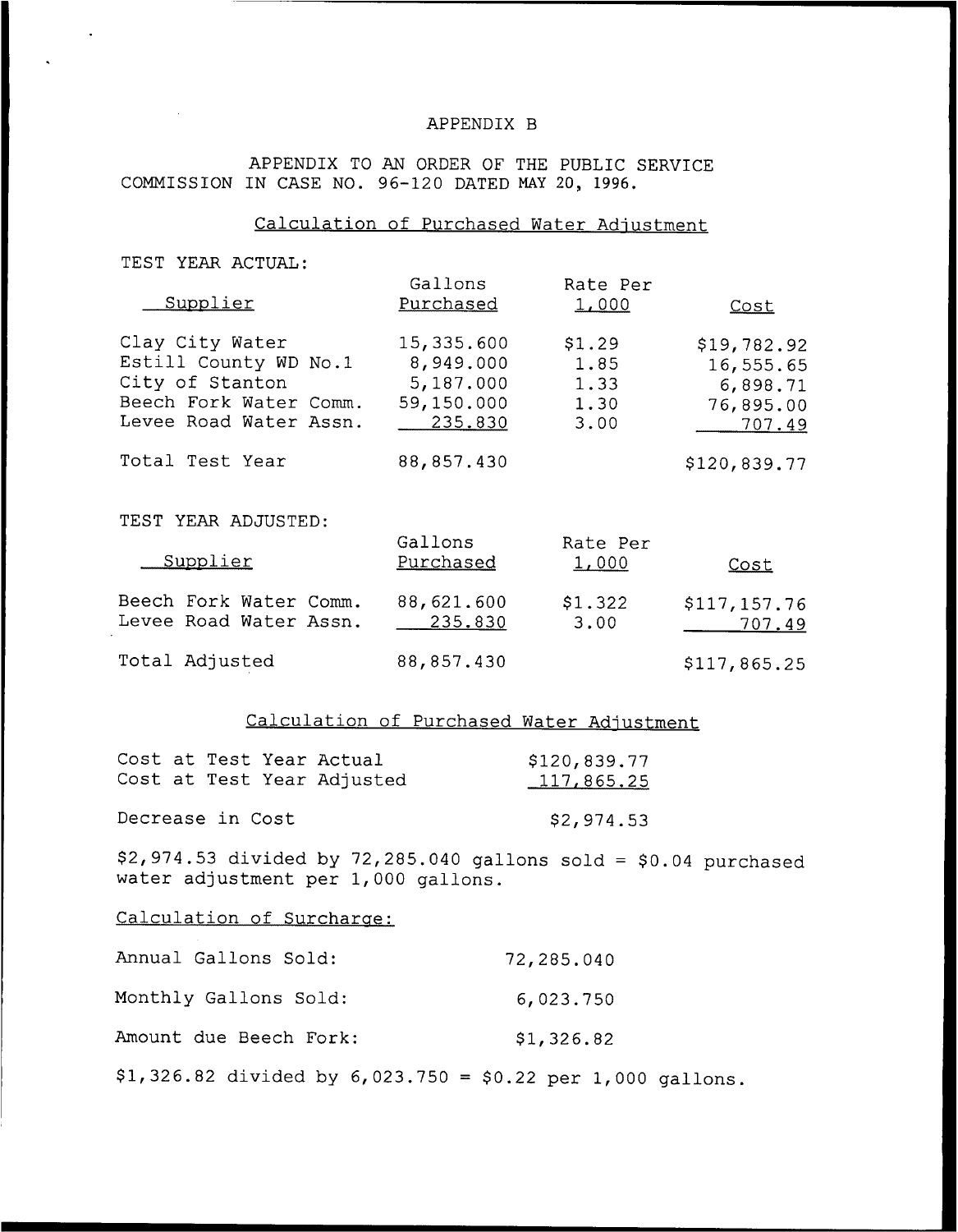APPENDIX B

APPENDIX TO AN ORDER OF THE PUBLIC SERVICE COMMISSION IN CASE NO. 96-120 DATED MAY 20, 1996.

## Calculation of Purchased Water Adjustment

TEST YEAR ACTUAL:

| Supplier | Gallons Purchased | Rate Per 1,000 | Cost |
|---|---|---|---|
| Clay City Water | 15,335.600 | $1.29 | $19,782.92 |
| Estill County WD No.1 | 8,949.000 | 1.85 | 16,555.65 |
| City of Stanton | 5,187.000 | 1.33 | 6,898.71 |
| Beech Fork Water Comm. | 59,150.000 | 1.30 | 76,895.00 |
| Levee Road Water Assn. | 235.830 | 3.00 | 707.49 |
| Total Test Year | 88,857.430 | | $120,839.77 |

TEST YEAR ADJUSTED:

| Supplier | Gallons Purchased | Rate Per 1,000 | Cost |
|---|---|---|---|
| Beech Fork Water Comm. | 88,621.600 | $1.322 | $117,157.76 |
| Levee Road Water Assn. | 235.830 | 3.00 | 707.49 |
| Total Adjusted | 88,857.430 | | $117,865.25 |

## Calculation of Purchased Water Adjustment

| | |
|---|---|
| Cost at Test Year Actual | $120,839.77 |
| Cost at Test Year Adjusted | 117,865.25 |
| Decrease in Cost | $2,974.53 |

$2,974.53 divided by 72,285.040 gallons sold = $0.04 purchased water adjustment per 1,000 gallons.

Calculation of Surcharge:

| | |
|---|---|
| Annual Gallons Sold: | 72,285.040 |
| Monthly Gallons Sold: | 6,023.750 |
| Amount due Beech Fork: | $1,326.82 |

$1,326.82 divided by 6,023.750 = $0.22 per 1,000 gallons.